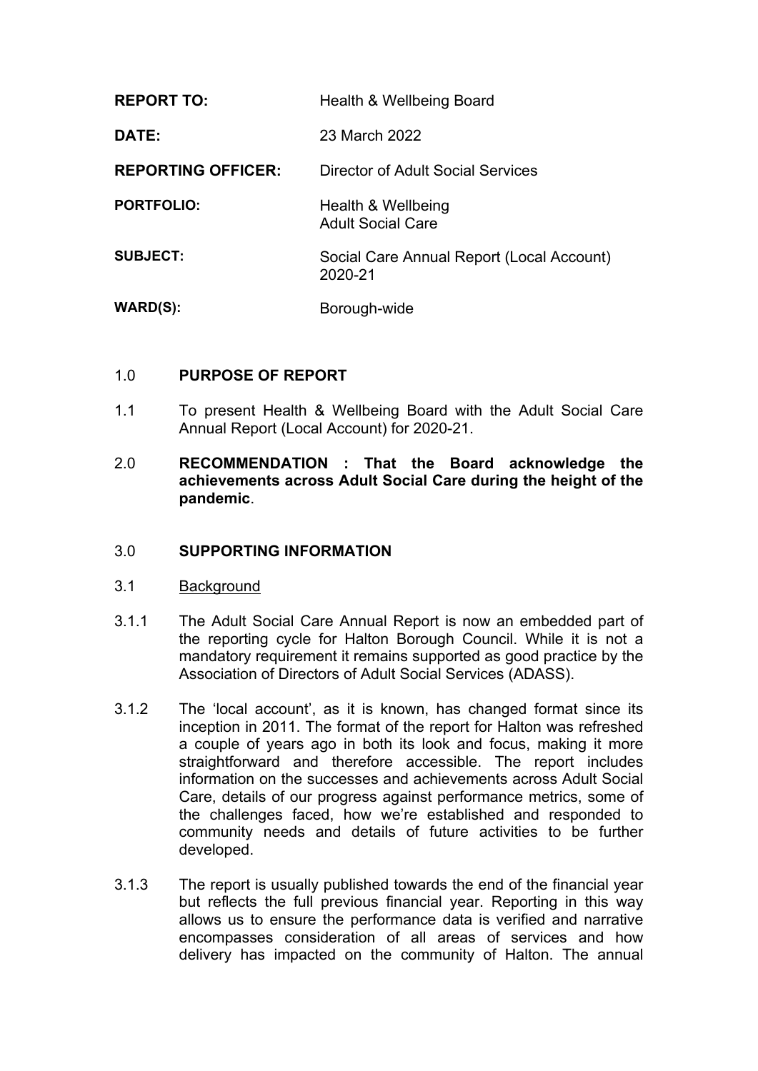| | |
|---|---|
| **REPORT TO:** | Health & Wellbeing Board |
| **DATE:** | 23 March 2022 |
| **REPORTING OFFICER:** | Director of Adult Social Services |
| **PORTFOLIO:** | Health & Wellbeing<br>Adult Social Care |
| **SUBJECT:** | Social Care Annual Report (Local Account) 2020-21 |
| **WARD(S):** | Borough-wide |

## 1.0 PURPOSE OF REPORT

1.1 To present Health & Wellbeing Board with the Adult Social Care Annual Report (Local Account) for 2020-21.

## 2.0 RECOMMENDATION : That the Board acknowledge the achievements across Adult Social Care during the height of the pandemic.

## 3.0 SUPPORTING INFORMATION

### 3.1 Background

3.1.1 The Adult Social Care Annual Report is now an embedded part of the reporting cycle for Halton Borough Council. While it is not a mandatory requirement it remains supported as good practice by the Association of Directors of Adult Social Services (ADASS).

3.1.2 The 'local account', as it is known, has changed format since its inception in 2011. The format of the report for Halton was refreshed a couple of years ago in both its look and focus, making it more straightforward and therefore accessible. The report includes information on the successes and achievements across Adult Social Care, details of our progress against performance metrics, some of the challenges faced, how we're established and responded to community needs and details of future activities to be further developed.

3.1.3 The report is usually published towards the end of the financial year but reflects the full previous financial year. Reporting in this way allows us to ensure the performance data is verified and narrative encompasses consideration of all areas of services and how delivery has impacted on the community of Halton. The annual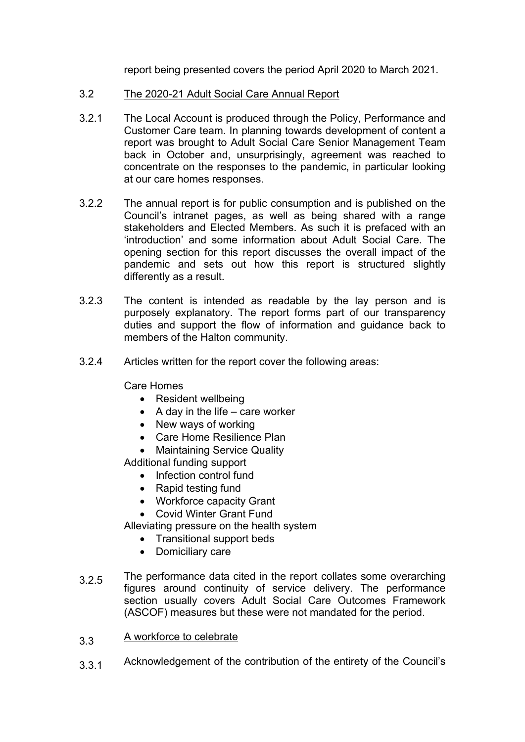report being presented covers the period April 2020 to March 2021.

3.2 The 2020-21 Adult Social Care Annual Report

3.2.1 The Local Account is produced through the Policy, Performance and Customer Care team. In planning towards development of content a report was brought to Adult Social Care Senior Management Team back in October and, unsurprisingly, agreement was reached to concentrate on the responses to the pandemic, in particular looking at our care homes responses.

3.2.2 The annual report is for public consumption and is published on the Council's intranet pages, as well as being shared with a range stakeholders and Elected Members. As such it is prefaced with an 'introduction' and some information about Adult Social Care. The opening section for this report discusses the overall impact of the pandemic and sets out how this report is structured slightly differently as a result.

3.2.3 The content is intended as readable by the lay person and is purposely explanatory. The report forms part of our transparency duties and support the flow of information and guidance back to members of the Halton community.

3.2.4 Articles written for the report cover the following areas:

Care Homes

- Resident wellbeing
- A day in the life – care worker
- New ways of working
- Care Home Resilience Plan
- Maintaining Service Quality

Additional funding support

- Infection control fund
- Rapid testing fund
- Workforce capacity Grant
- Covid Winter Grant Fund

Alleviating pressure on the health system

- Transitional support beds
- Domiciliary care

3.2.5 The performance data cited in the report collates some overarching figures around continuity of service delivery. The performance section usually covers Adult Social Care Outcomes Framework (ASCOF) measures but these were not mandated for the period.

3.3 A workforce to celebrate

3.3.1 Acknowledgement of the contribution of the entirety of the Council's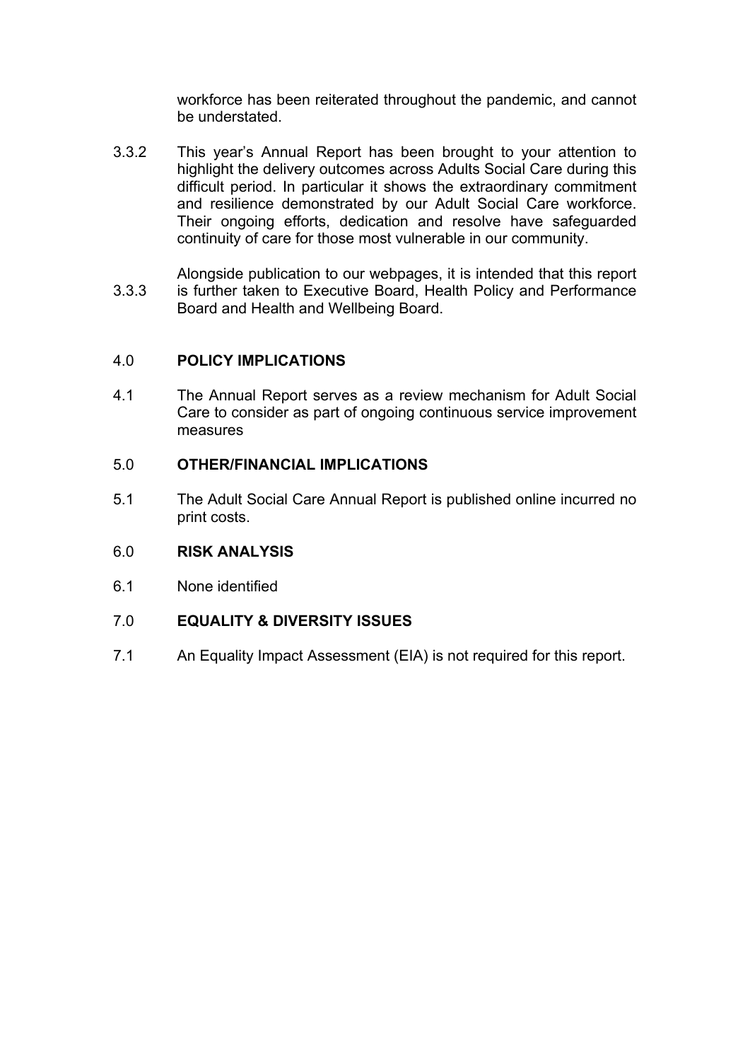workforce has been reiterated throughout the pandemic, and cannot be understated.

3.3.2 This year's Annual Report has been brought to your attention to highlight the delivery outcomes across Adults Social Care during this difficult period. In particular it shows the extraordinary commitment and resilience demonstrated by our Adult Social Care workforce. Their ongoing efforts, dedication and resolve have safeguarded continuity of care for those most vulnerable in our community.

3.3.3 Alongside publication to our webpages, it is intended that this report is further taken to Executive Board, Health Policy and Performance Board and Health and Wellbeing Board.

## 4.0 POLICY IMPLICATIONS

4.1 The Annual Report serves as a review mechanism for Adult Social Care to consider as part of ongoing continuous service improvement measures

## 5.0 OTHER/FINANCIAL IMPLICATIONS

5.1 The Adult Social Care Annual Report is published online incurred no print costs.

## 6.0 RISK ANALYSIS

6.1 None identified

## 7.0 EQUALITY & DIVERSITY ISSUES

7.1 An Equality Impact Assessment (EIA) is not required for this report.